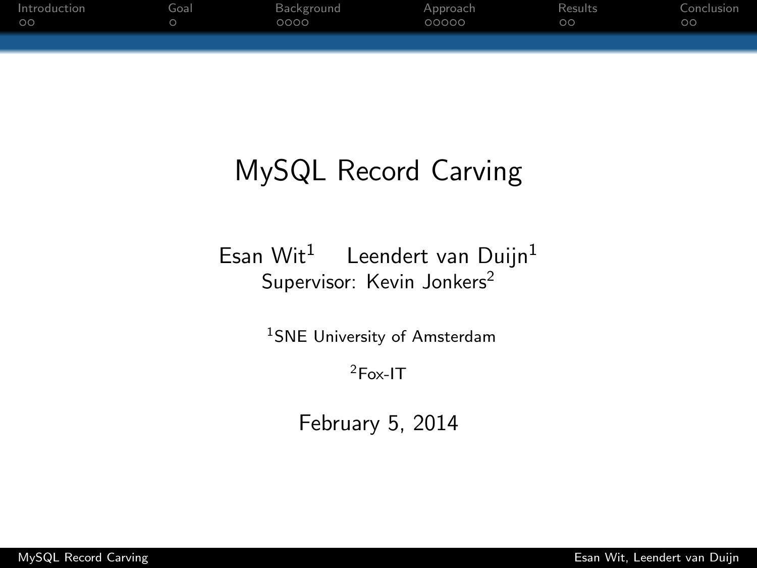# MySQL Record Carving

Esan Wit[1] Leendert van Duijn[1]

Supervisor: Kevin Jonkers[2]

[1]SNE University of Amsterdam

[2]Fox-IT

February 5, 2014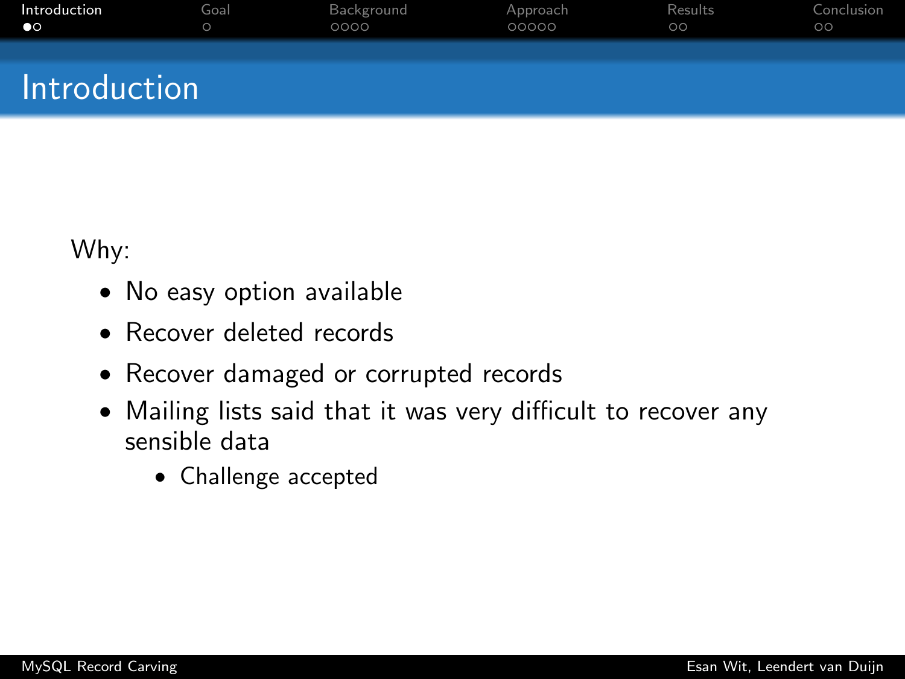# Introduction

Why:

- No easy option available
- Recover deleted records
- Recover damaged or corrupted records
- Mailing lists said that it was very difficult to recover any sensible data
  - Challenge accepted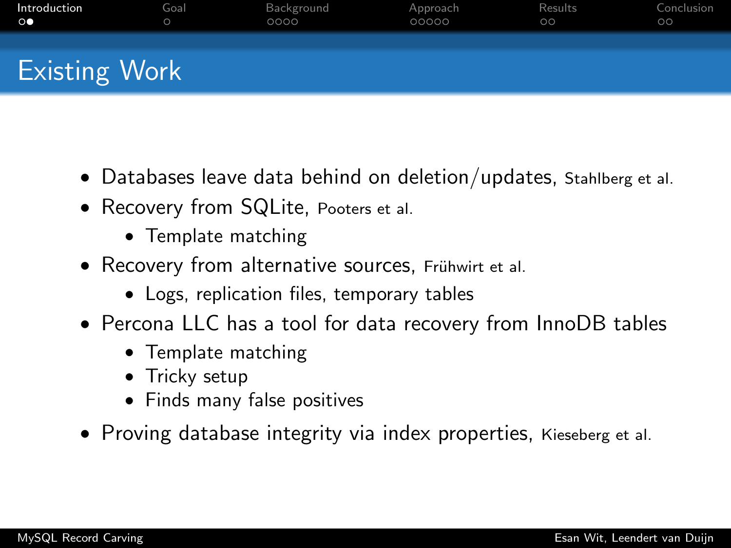# Existing Work

- Databases leave data behind on deletion/updates, Stahlberg et al.
- Recovery from SQLite, Pooters et al.
  - Template matching
- Recovery from alternative sources, Frühwirt et al.
  - Logs, replication files, temporary tables
- Percona LLC has a tool for data recovery from InnoDB tables
  - Template matching
  - Tricky setup
  - Finds many false positives
- Proving database integrity via index properties, Kieseberg et al.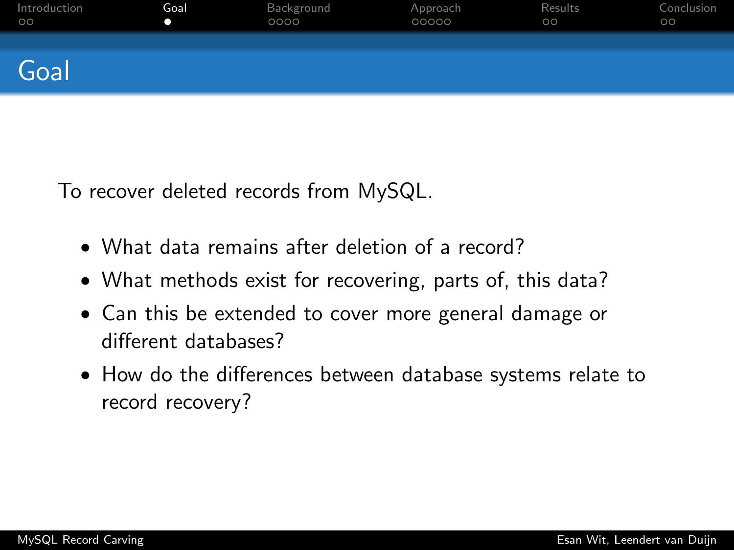# Goal

To recover deleted records from MySQL.

- What data remains after deletion of a record?
- What methods exist for recovering, parts of, this data?
- Can this be extended to cover more general damage or different databases?
- How do the differences between database systems relate to record recovery?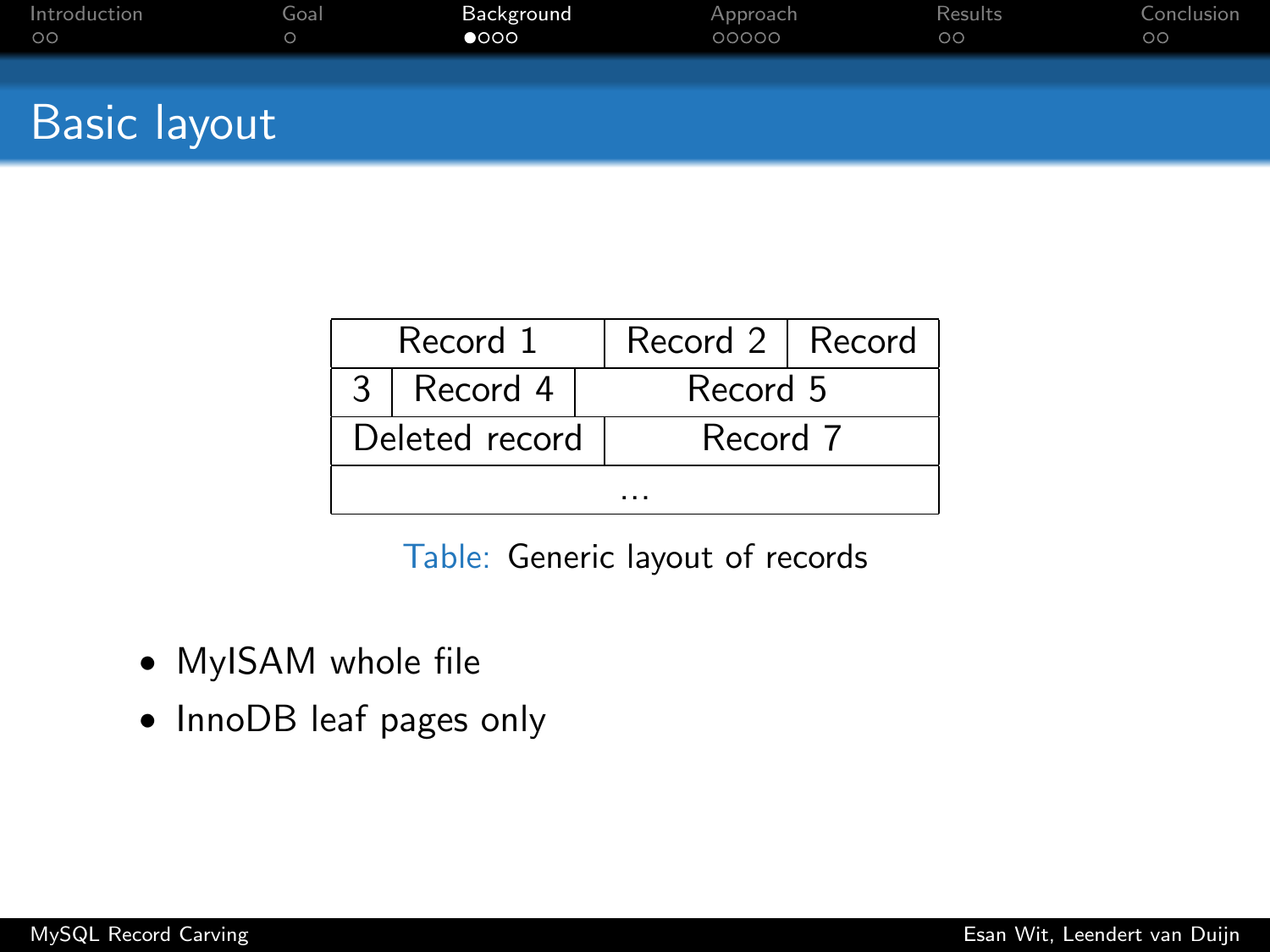## Basic layout

| Record 1 | | Record 2 | Record |
|---|---|---|---|
| 3 | Record 4 | Record 5 | |
| Deleted record | | Record 7 | |
| ... | | | |

Table: Generic layout of records

- MyISAM whole file
- InnoDB leaf pages only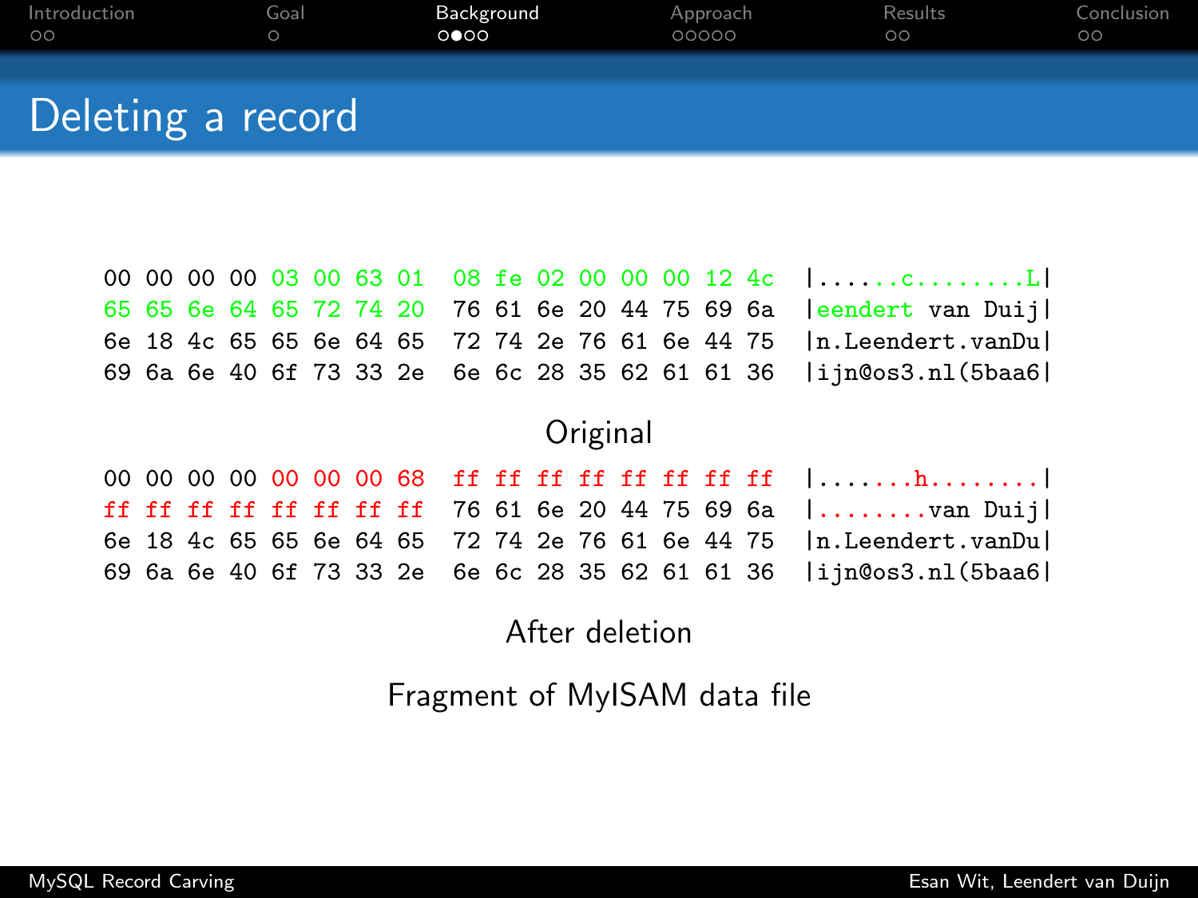# Deleting a record

```
00 00 00 00 03 00 63 01  08 fe 02 00 00 00 12 4c  |......c........L|
65 65 6e 64 65 72 74 20  76 61 6e 20 44 75 69 6a  |eendert van Duij|
6e 18 4c 65 65 6e 64 65  72 74 2e 76 61 6e 44 75  |n.Leendert.vanDu|
69 6a 6e 40 6f 73 33 2e  6e 6c 28 35 62 61 61 36  |ijn@os3.nl(5baa6|
```

Original

```
00 00 00 00 00 00 00 68  ff ff ff ff ff ff ff ff  |.......h........|
ff ff ff ff ff ff ff ff  76 61 6e 20 44 75 69 6a  |........van Duij|
6e 18 4c 65 65 6e 64 65  72 74 2e 76 61 6e 44 75  |n.Leendert.vanDu|
69 6a 6e 40 6f 73 33 2e  6e 6c 28 35 62 61 61 36  |ijn@os3.nl(5baa6|
```

After deletion

Fragment of MyISAM data file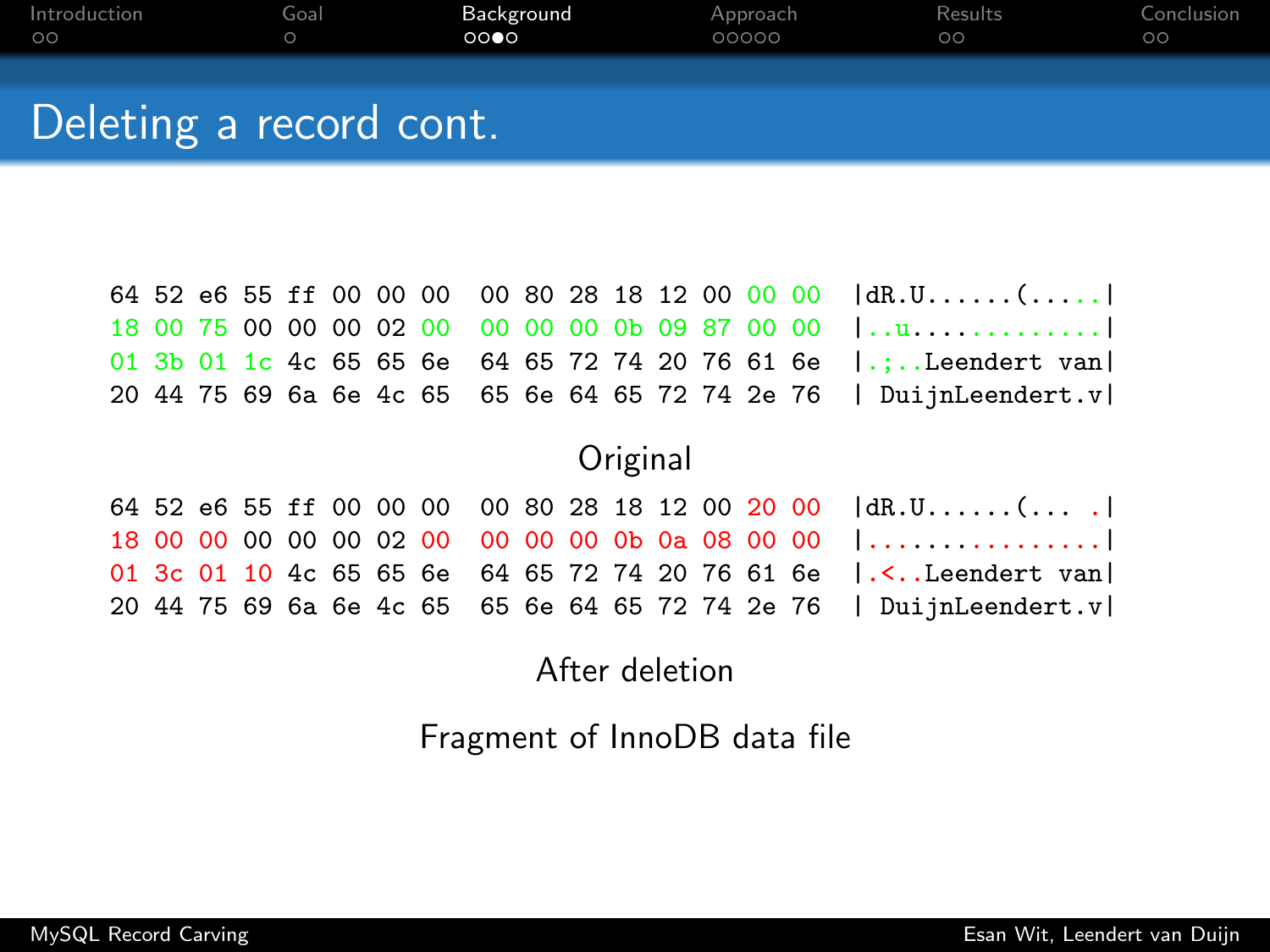# Deleting a record cont.

```
64 52 e6 55 ff 00 00 00  00 80 28 18 12 00 00 00  |dR.U......(.....|
18 00 75 00 00 00 02 00  00 00 00 0b 09 87 00 00  |..u.............|
01 3b 01 1c 4c 65 65 6e  64 65 72 74 20 76 61 6e  |.;..Leendert van|
20 44 75 69 6a 6e 4c 65  65 6e 64 65 72 74 2e 76  | DuijnLeendert.v|
```

Original

```
64 52 e6 55 ff 00 00 00  00 80 28 18 12 00 20 00  |dR.U......(... .|
18 00 00 00 00 00 02 00  00 00 00 0b 0a 08 00 00  |................|
01 3c 01 10 4c 65 65 6e  64 65 72 74 20 76 61 6e  |.<..Leendert van|
20 44 75 69 6a 6e 4c 65  65 6e 64 65 72 74 2e 76  | DuijnLeendert.v|
```

After deletion

Fragment of InnoDB data file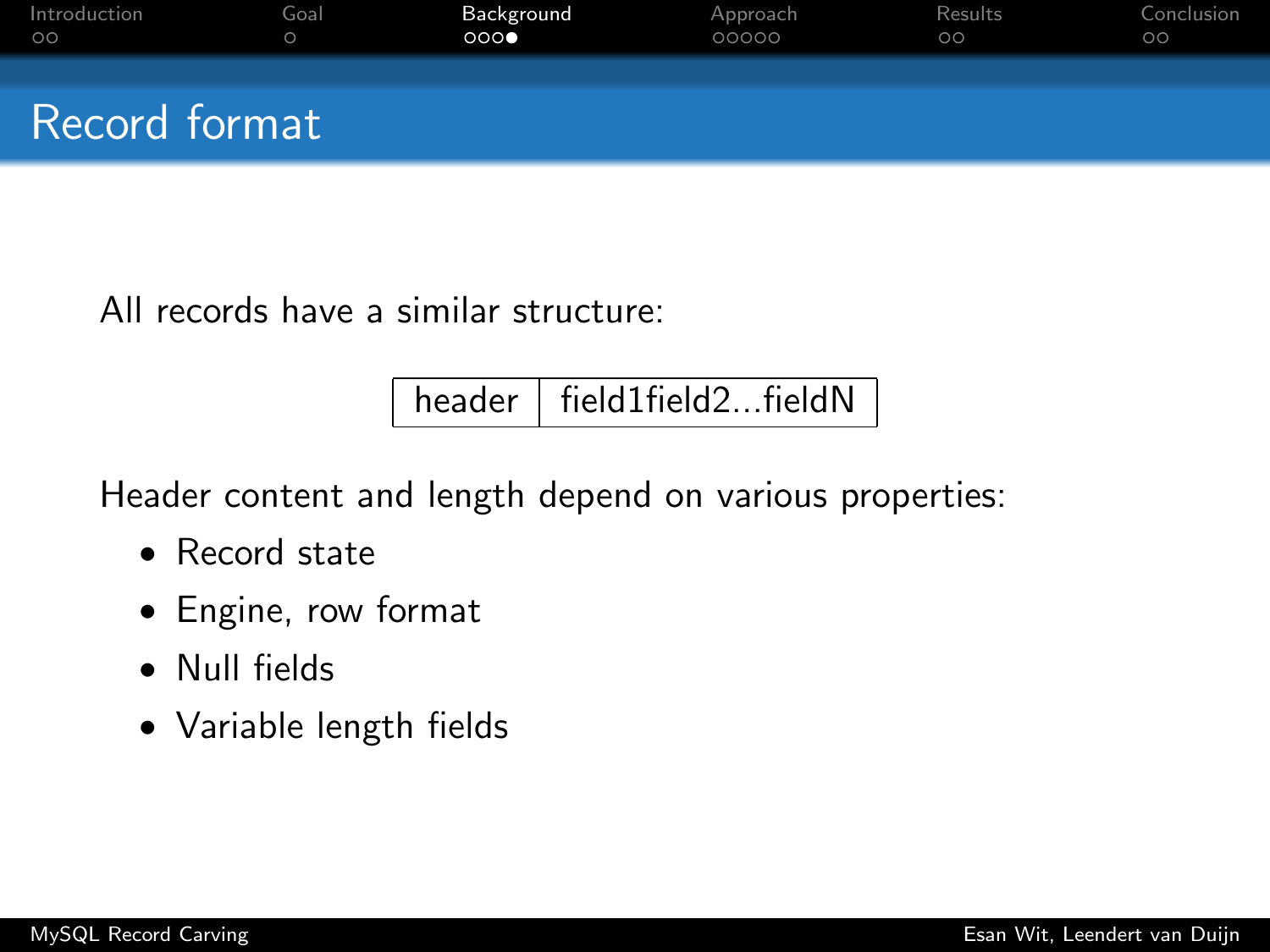# Record format

All records have a similar structure:

| header | field1field2...fieldN |
|---|---|

Header content and length depend on various properties:

- Record state
- Engine, row format
- Null fields
- Variable length fields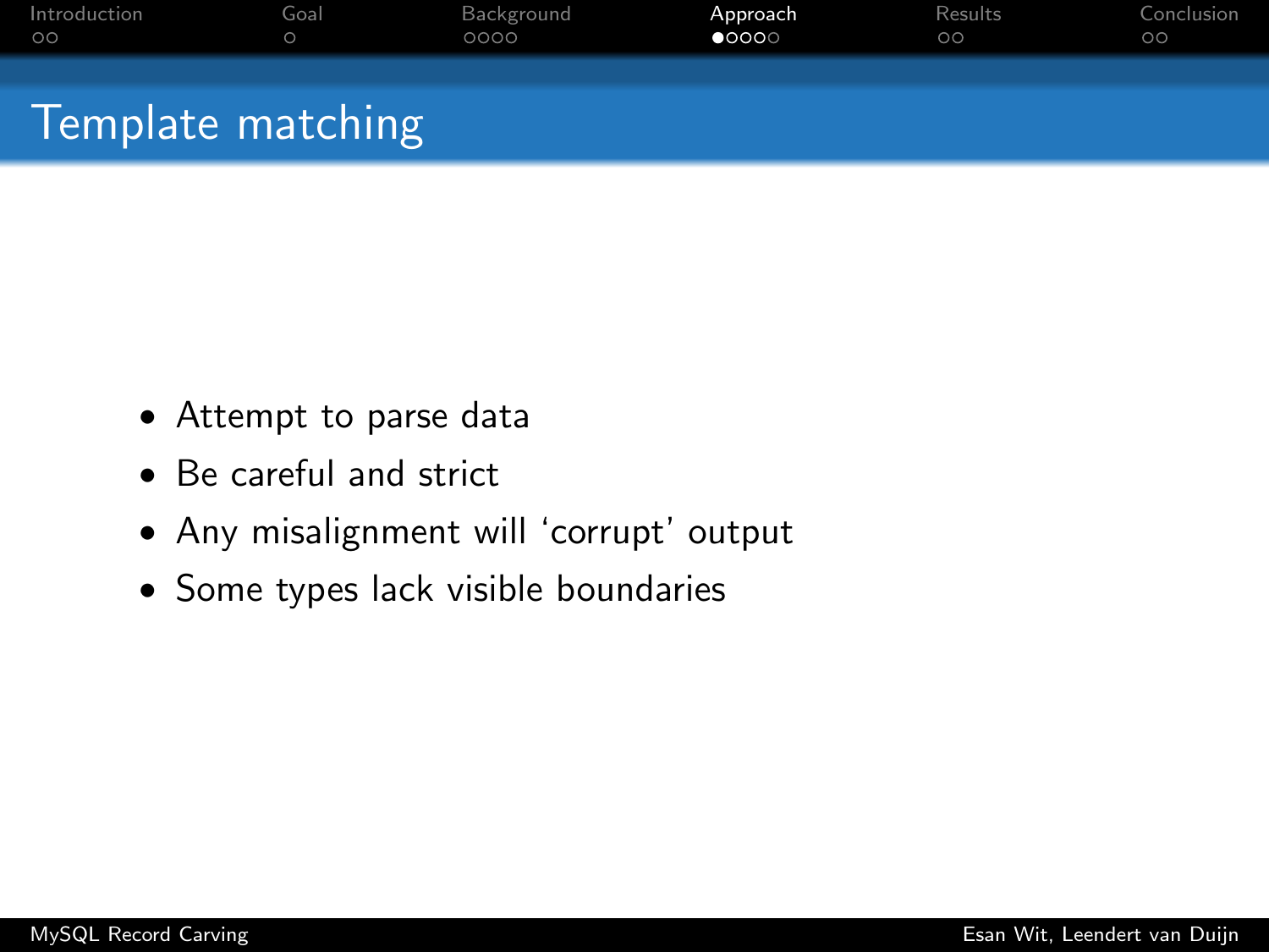# Template matching

- Attempt to parse data
- Be careful and strict
- Any misalignment will 'corrupt' output
- Some types lack visible boundaries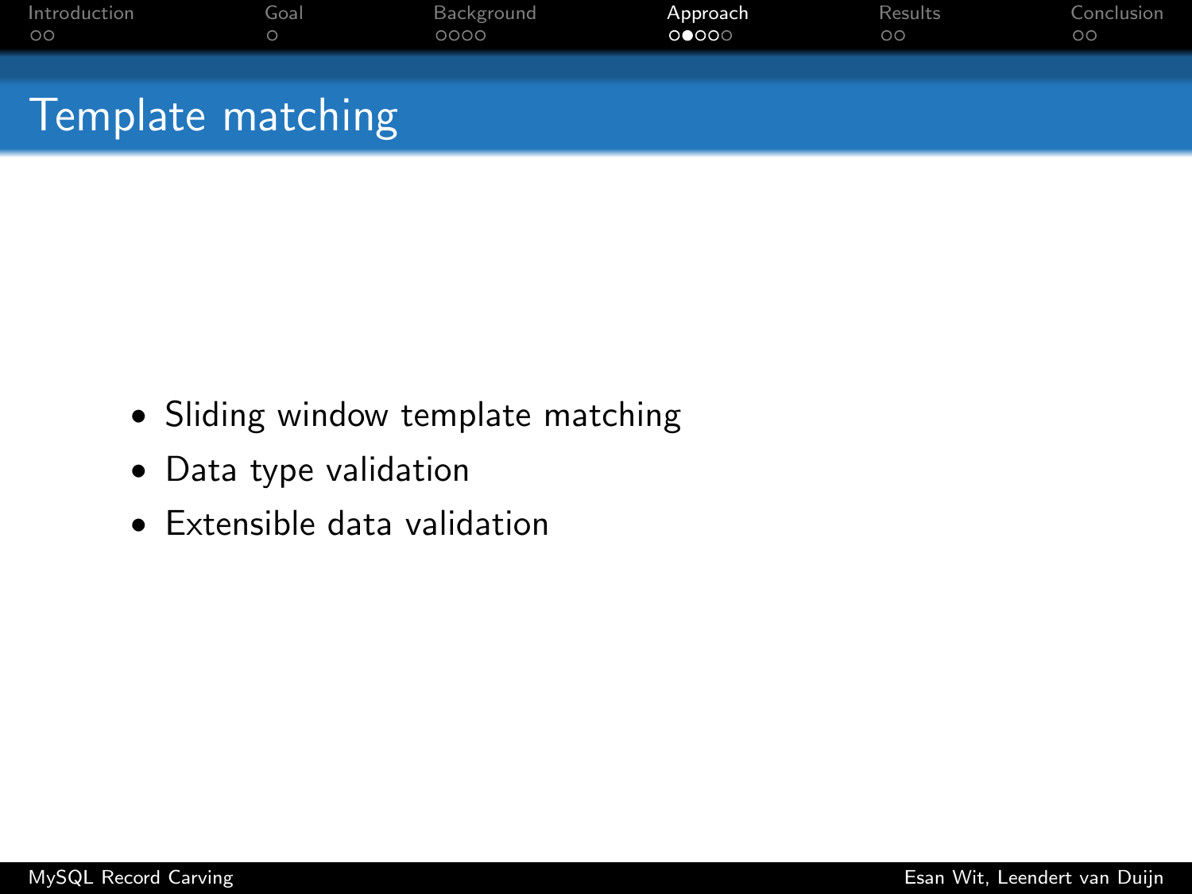# Template matching

- Sliding window template matching
- Data type validation
- Extensible data validation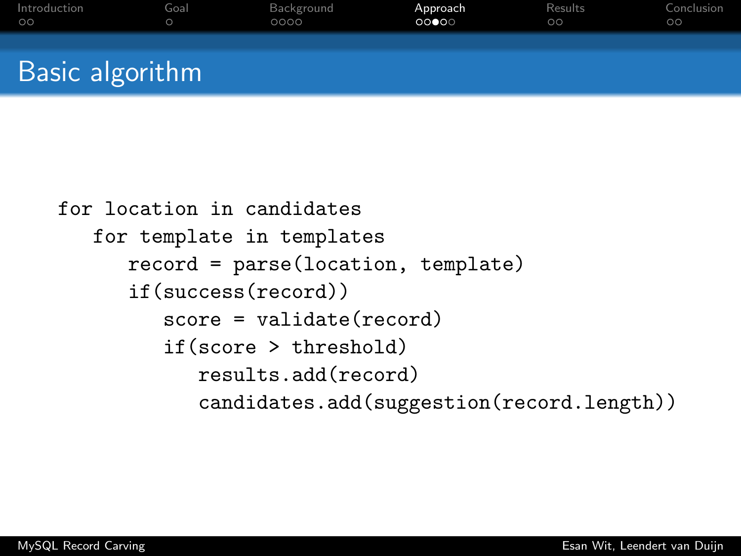# Basic algorithm

```
for location in candidates
   for template in templates
      record = parse(location, template)
      if(success(record))
         score = validate(record)
         if(score > threshold)
            results.add(record)
            candidates.add(suggestion(record.length))
```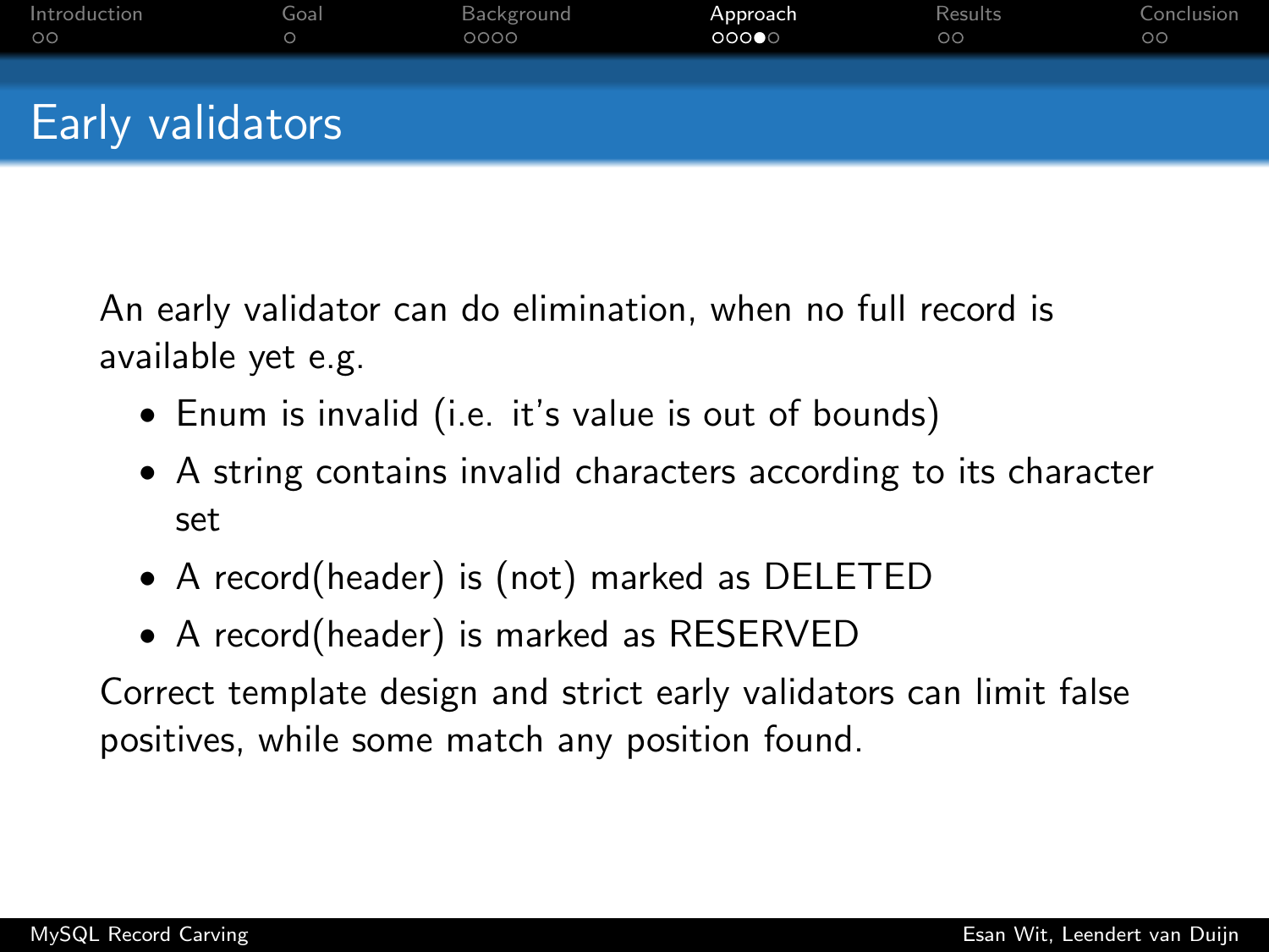# Early validators

An early validator can do elimination, when no full record is available yet e.g.

- Enum is invalid (i.e. it's value is out of bounds)
- A string contains invalid characters according to its character set
- A record(header) is (not) marked as DELETED
- A record(header) is marked as RESERVED

Correct template design and strict early validators can limit false positives, while some match any position found.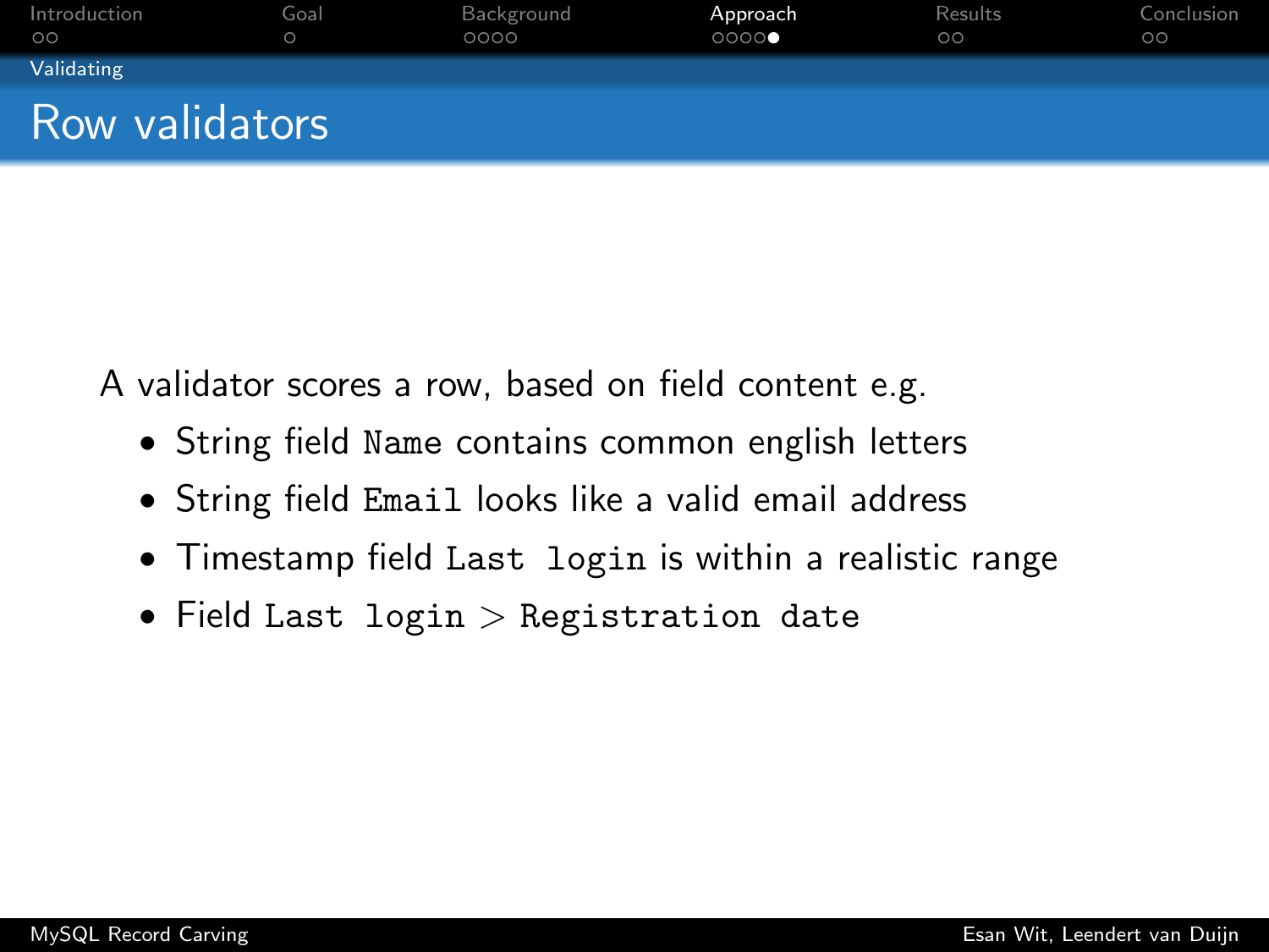## Row validators

A validator scores a row, based on field content e.g.

- String field `Name` contains common english letters
- String field `Email` looks like a valid email address
- Timestamp field `Last login` is within a realistic range
- Field `Last login` > `Registration date`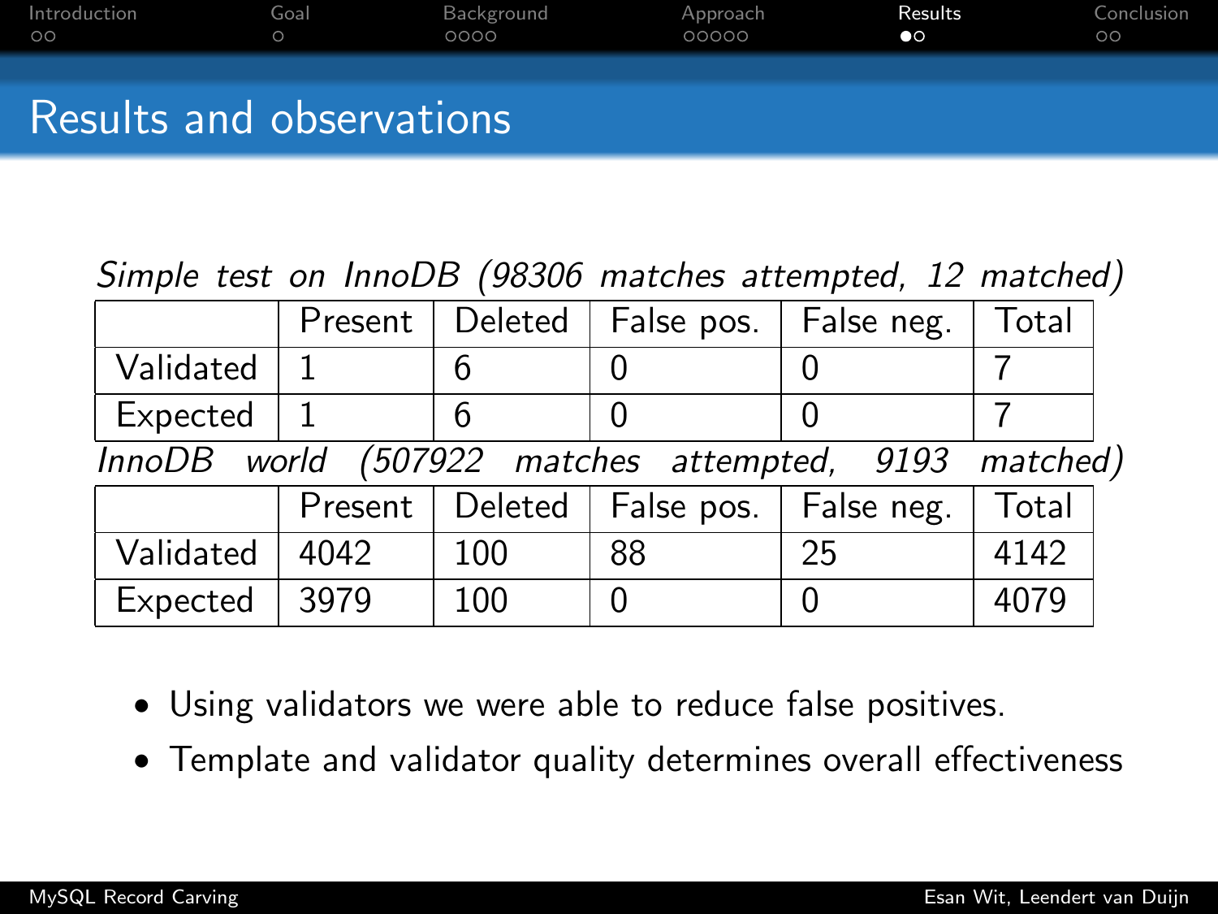# Results and observations

*Simple test on InnoDB (98306 matches attempted, 12 matched)*

| | Present | Deleted | False pos. | False neg. | Total |
|---|---|---|---|---|---|
| Validated | 1 | 6 | 0 | 0 | 7 |
| Expected | 1 | 6 | 0 | 0 | 7 |

*InnoDB world (507922 matches attempted, 9193 matched)*

| | Present | Deleted | False pos. | False neg. | Total |
|---|---|---|---|---|---|
| Validated | 4042 | 100 | 88 | 25 | 4142 |
| Expected | 3979 | 100 | 0 | 0 | 4079 |

- Using validators we were able to reduce false positives.
- Template and validator quality determines overall effectiveness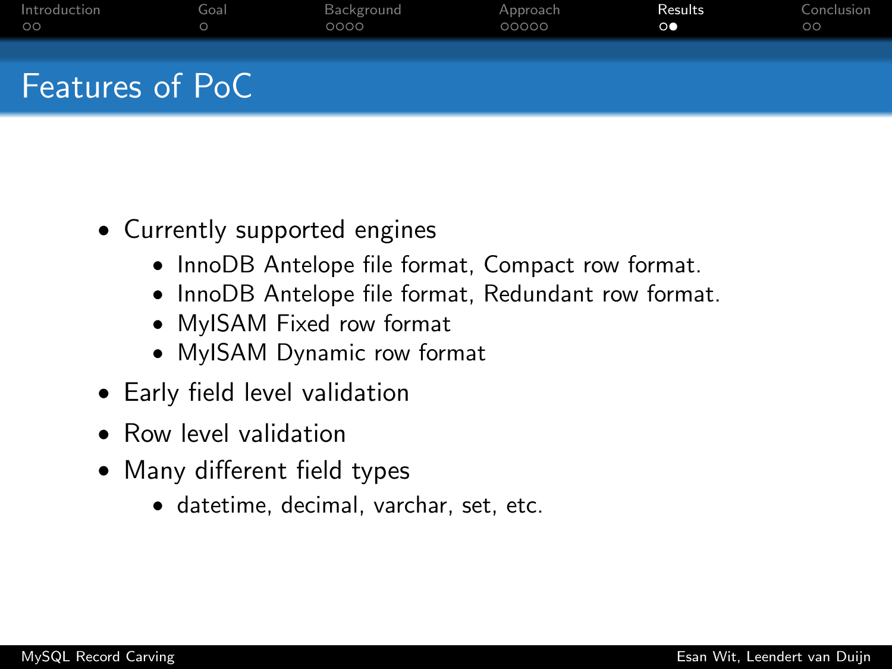# Features of PoC

- Currently supported engines
  - InnoDB Antelope file format, Compact row format.
  - InnoDB Antelope file format, Redundant row format.
  - MyISAM Fixed row format
  - MyISAM Dynamic row format
- Early field level validation
- Row level validation
- Many different field types
  - datetime, decimal, varchar, set, etc.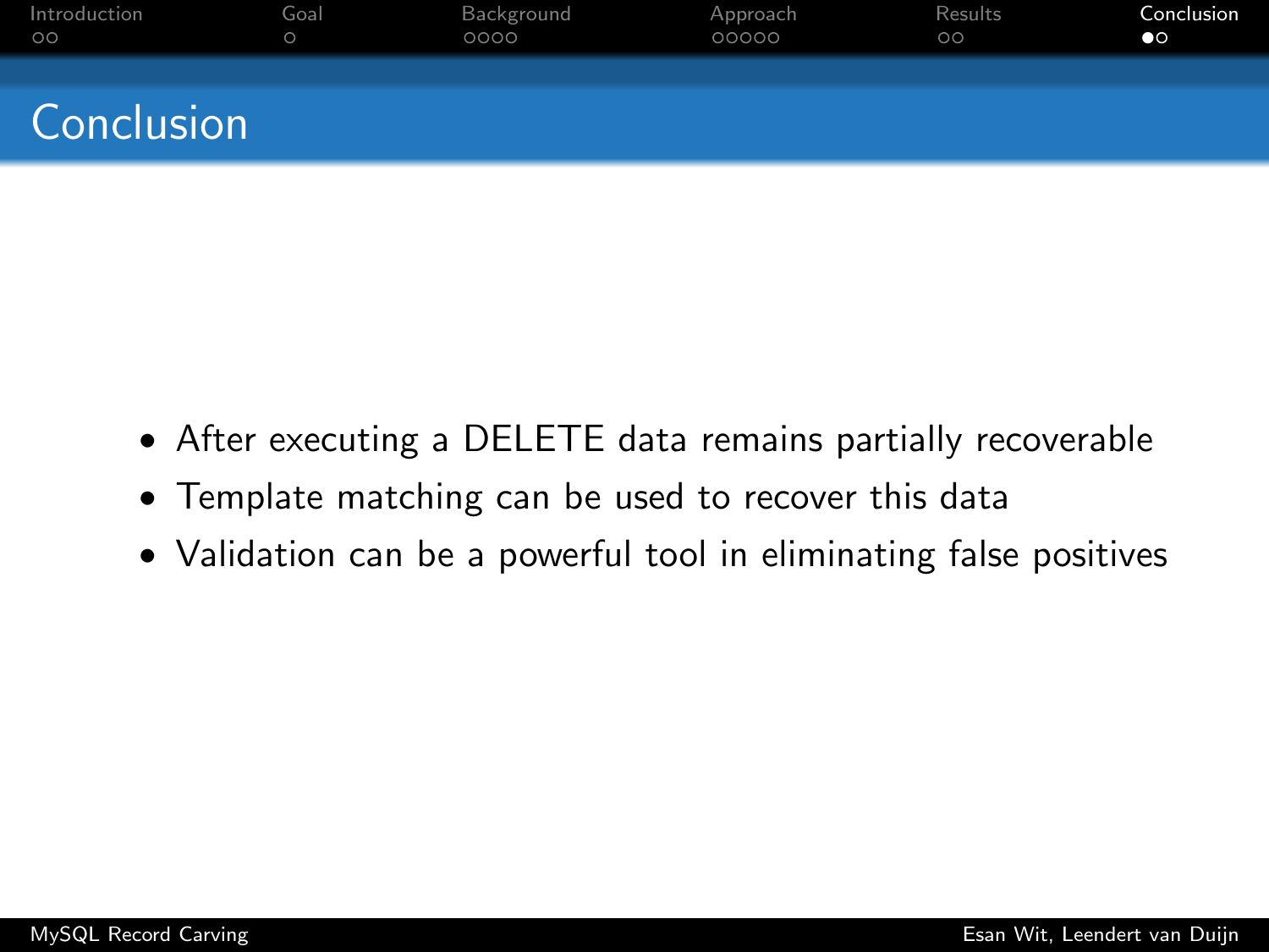# Conclusion

- After executing a DELETE data remains partially recoverable
- Template matching can be used to recover this data
- Validation can be a powerful tool in eliminating false positives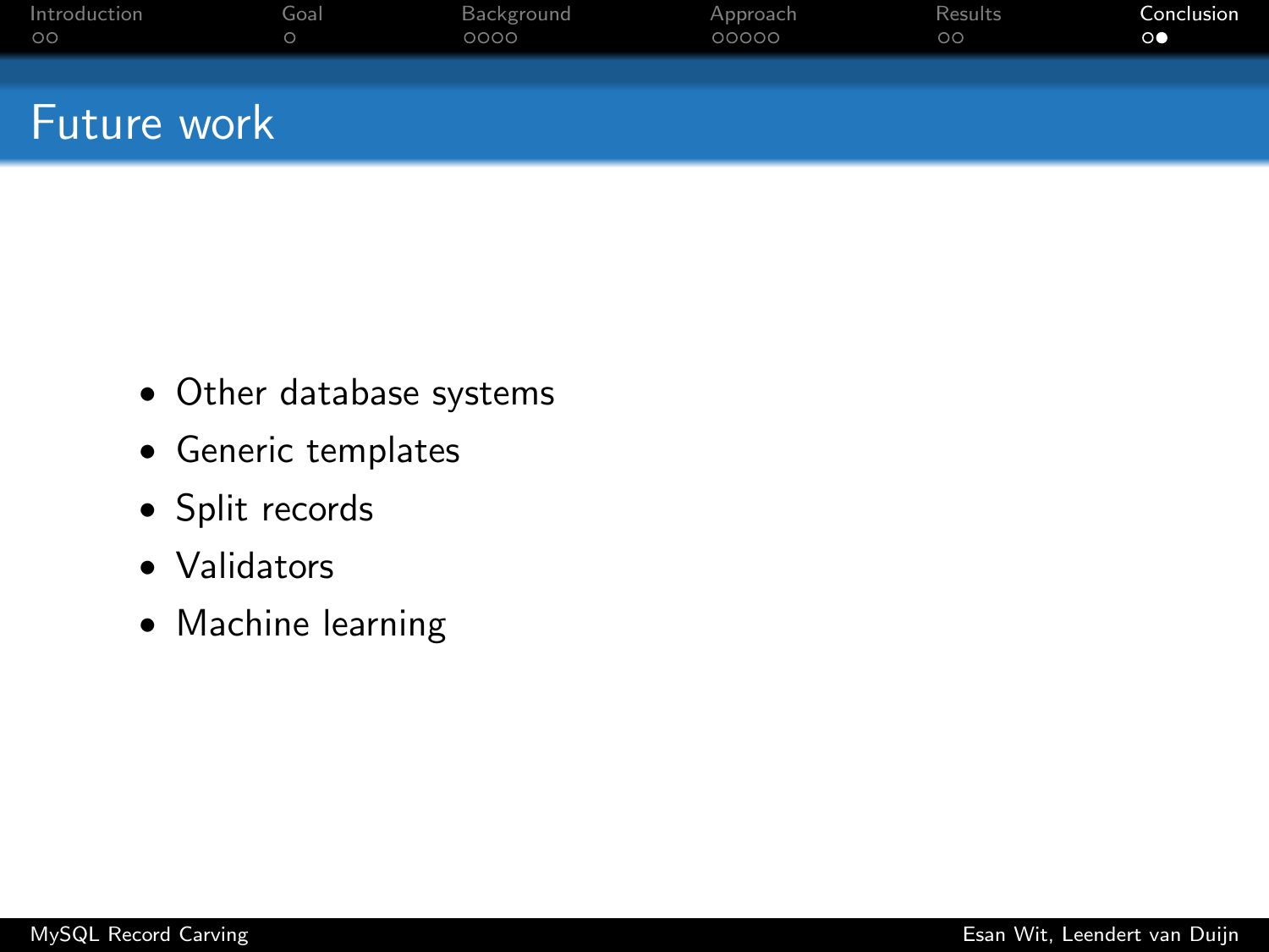# Future work

- Other database systems
- Generic templates
- Split records
- Validators
- Machine learning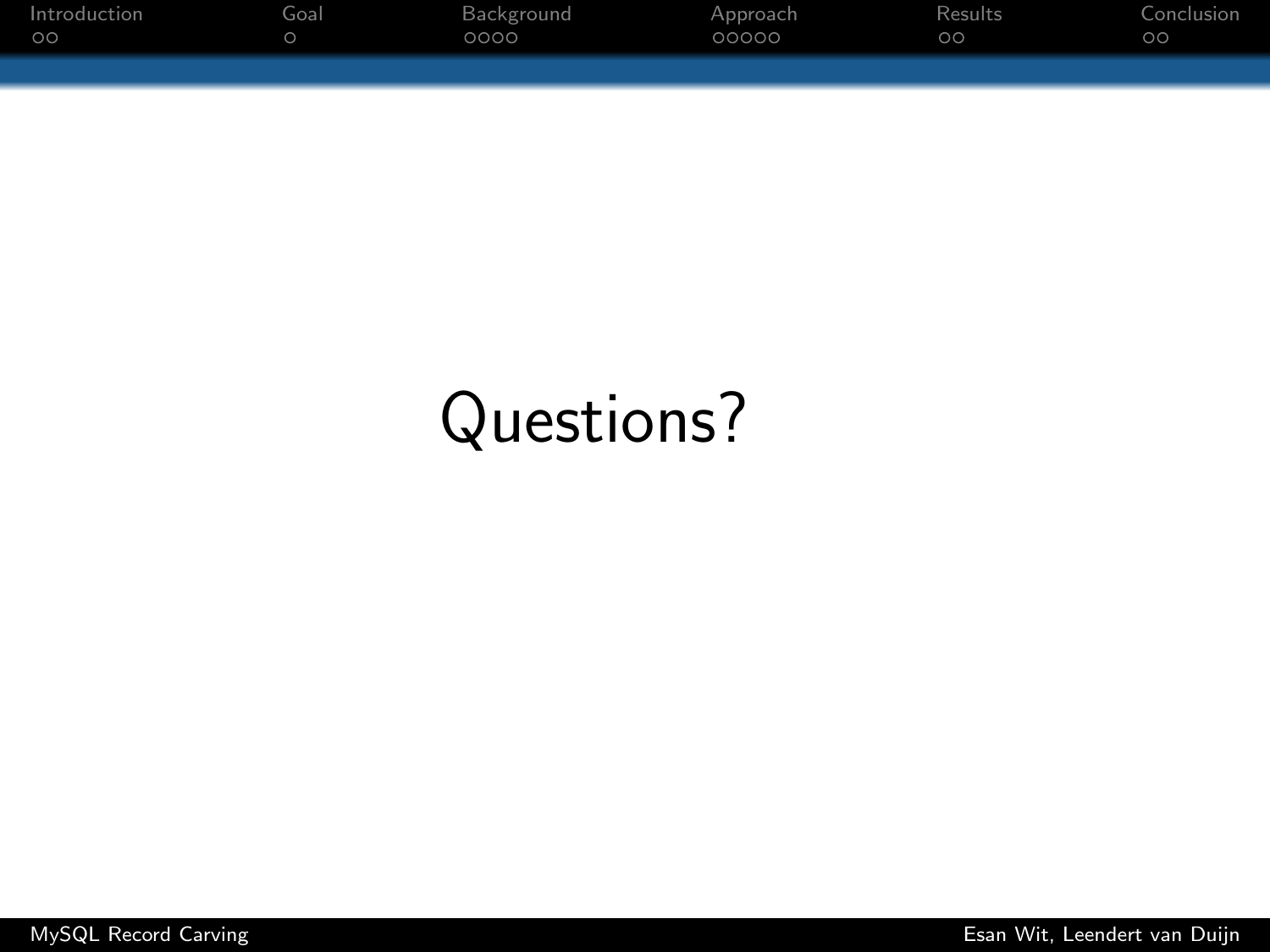# Questions?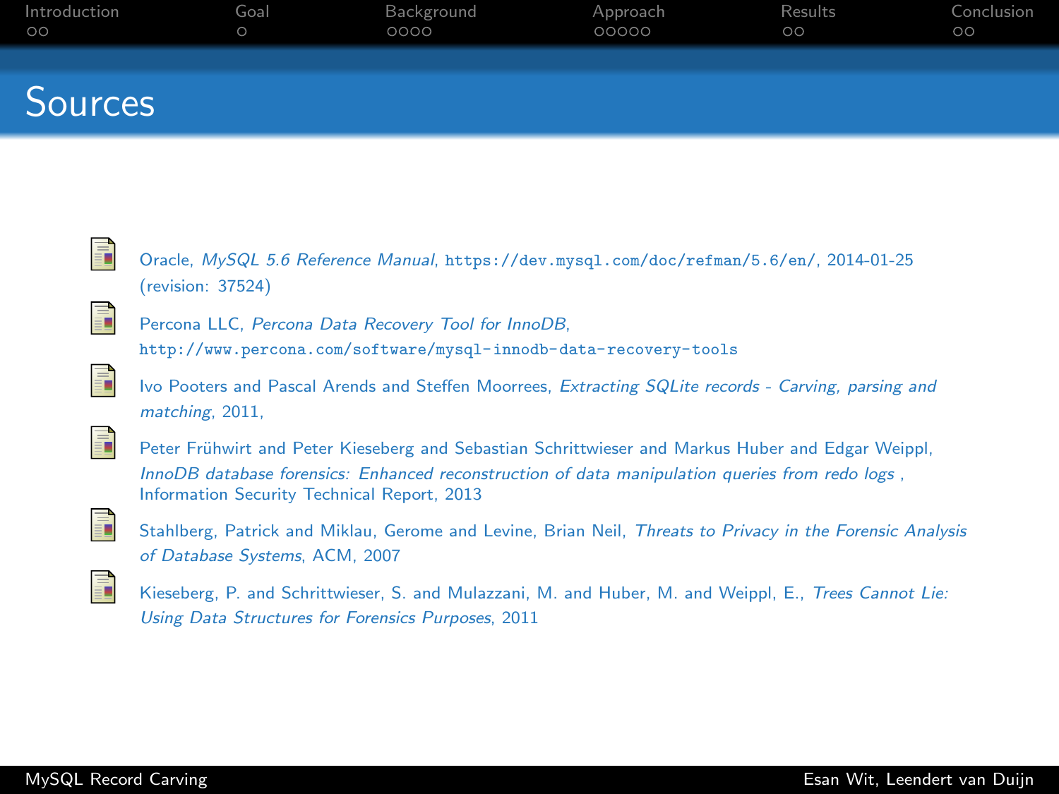# Sources

- Oracle, *MySQL 5.6 Reference Manual*, `https://dev.mysql.com/doc/refman/5.6/en/`, 2014-01-25 (revision: 37524)
- Percona LLC, *Percona Data Recovery Tool for InnoDB*, `http://www.percona.com/software/mysql-innodb-data-recovery-tools`
- Ivo Pooters and Pascal Arends and Steffen Moorrees, *Extracting SQLite records - Carving, parsing and matching*, 2011,
- Peter Frühwirt and Peter Kieseberg and Sebastian Schrittwieser and Markus Huber and Edgar Weippl, *InnoDB database forensics: Enhanced reconstruction of data manipulation queries from redo logs* , Information Security Technical Report, 2013
- Stahlberg, Patrick and Miklau, Gerome and Levine, Brian Neil, *Threats to Privacy in the Forensic Analysis of Database Systems*, ACM, 2007
- Kieseberg, P. and Schrittwieser, S. and Mulazzani, M. and Huber, M. and Weippl, E., *Trees Cannot Lie: Using Data Structures for Forensics Purposes*, 2011